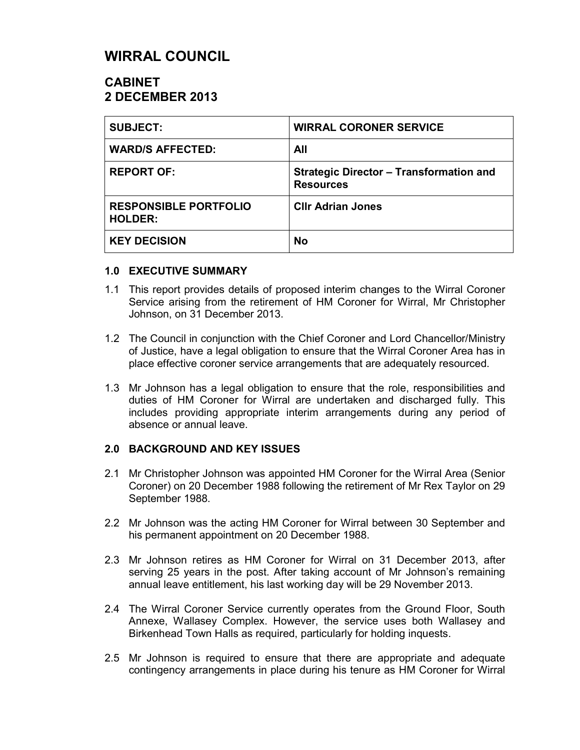# WIRRAL COUNCIL

## CABINET
## 2 DECEMBER 2013

| SUBJECT: | WIRRAL CORONER SERVICE |
|---|---|
| WARD/S AFFECTED: | All |
| REPORT OF: | Strategic Director – Transformation and Resources |
| RESPONSIBLE PORTFOLIO HOLDER: | Cllr Adrian Jones |
| KEY DECISION | No |

### 1.0 EXECUTIVE SUMMARY

1.1 This report provides details of proposed interim changes to the Wirral Coroner Service arising from the retirement of HM Coroner for Wirral, Mr Christopher Johnson, on 31 December 2013.

1.2 The Council in conjunction with the Chief Coroner and Lord Chancellor/Ministry of Justice, have a legal obligation to ensure that the Wirral Coroner Area has in place effective coroner service arrangements that are adequately resourced.

1.3 Mr Johnson has a legal obligation to ensure that the role, responsibilities and duties of HM Coroner for Wirral are undertaken and discharged fully. This includes providing appropriate interim arrangements during any period of absence or annual leave.

### 2.0 BACKGROUND AND KEY ISSUES

2.1 Mr Christopher Johnson was appointed HM Coroner for the Wirral Area (Senior Coroner) on 20 December 1988 following the retirement of Mr Rex Taylor on 29 September 1988.

2.2 Mr Johnson was the acting HM Coroner for Wirral between 30 September and his permanent appointment on 20 December 1988.

2.3 Mr Johnson retires as HM Coroner for Wirral on 31 December 2013, after serving 25 years in the post. After taking account of Mr Johnson's remaining annual leave entitlement, his last working day will be 29 November 2013.

2.4 The Wirral Coroner Service currently operates from the Ground Floor, South Annexe, Wallasey Complex. However, the service uses both Wallasey and Birkenhead Town Halls as required, particularly for holding inquests.

2.5 Mr Johnson is required to ensure that there are appropriate and adequate contingency arrangements in place during his tenure as HM Coroner for Wirral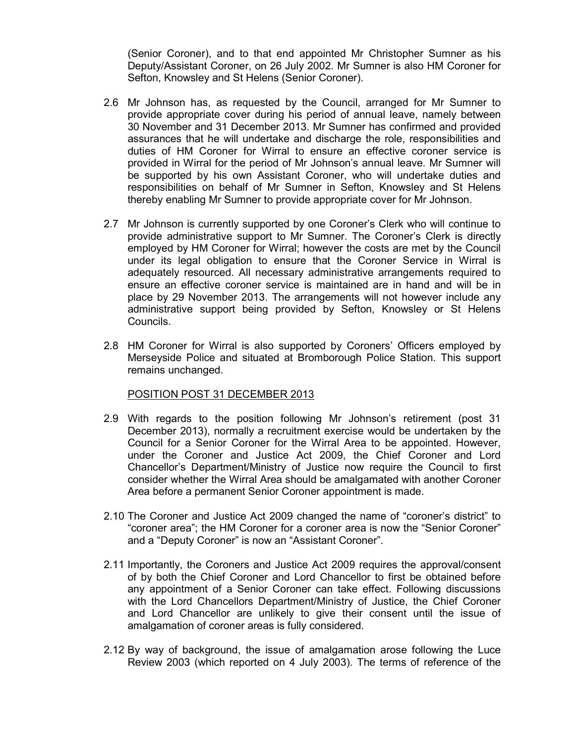(Senior Coroner), and to that end appointed Mr Christopher Sumner as his Deputy/Assistant Coroner, on 26 July 2002. Mr Sumner is also HM Coroner for Sefton, Knowsley and St Helens (Senior Coroner).

2.6 Mr Johnson has, as requested by the Council, arranged for Mr Sumner to provide appropriate cover during his period of annual leave, namely between 30 November and 31 December 2013. Mr Sumner has confirmed and provided assurances that he will undertake and discharge the role, responsibilities and duties of HM Coroner for Wirral to ensure an effective coroner service is provided in Wirral for the period of Mr Johnson's annual leave. Mr Sumner will be supported by his own Assistant Coroner, who will undertake duties and responsibilities on behalf of Mr Sumner in Sefton, Knowsley and St Helens thereby enabling Mr Sumner to provide appropriate cover for Mr Johnson.

2.7 Mr Johnson is currently supported by one Coroner's Clerk who will continue to provide administrative support to Mr Sumner. The Coroner's Clerk is directly employed by HM Coroner for Wirral; however the costs are met by the Council under its legal obligation to ensure that the Coroner Service in Wirral is adequately resourced. All necessary administrative arrangements required to ensure an effective coroner service is maintained are in hand and will be in place by 29 November 2013. The arrangements will not however include any administrative support being provided by Sefton, Knowsley or St Helens Councils.

2.8 HM Coroner for Wirral is also supported by Coroners' Officers employed by Merseyside Police and situated at Bromborough Police Station. This support remains unchanged.

POSITION POST 31 DECEMBER 2013

2.9 With regards to the position following Mr Johnson's retirement (post 31 December 2013), normally a recruitment exercise would be undertaken by the Council for a Senior Coroner for the Wirral Area to be appointed. However, under the Coroner and Justice Act 2009, the Chief Coroner and Lord Chancellor's Department/Ministry of Justice now require the Council to first consider whether the Wirral Area should be amalgamated with another Coroner Area before a permanent Senior Coroner appointment is made.

2.10 The Coroner and Justice Act 2009 changed the name of "coroner's district" to "coroner area"; the HM Coroner for a coroner area is now the "Senior Coroner" and a "Deputy Coroner" is now an "Assistant Coroner".

2.11 Importantly, the Coroners and Justice Act 2009 requires the approval/consent of by both the Chief Coroner and Lord Chancellor to first be obtained before any appointment of a Senior Coroner can take effect. Following discussions with the Lord Chancellors Department/Ministry of Justice, the Chief Coroner and Lord Chancellor are unlikely to give their consent until the issue of amalgamation of coroner areas is fully considered.

2.12 By way of background, the issue of amalgamation arose following the Luce Review 2003 (which reported on 4 July 2003). The terms of reference of the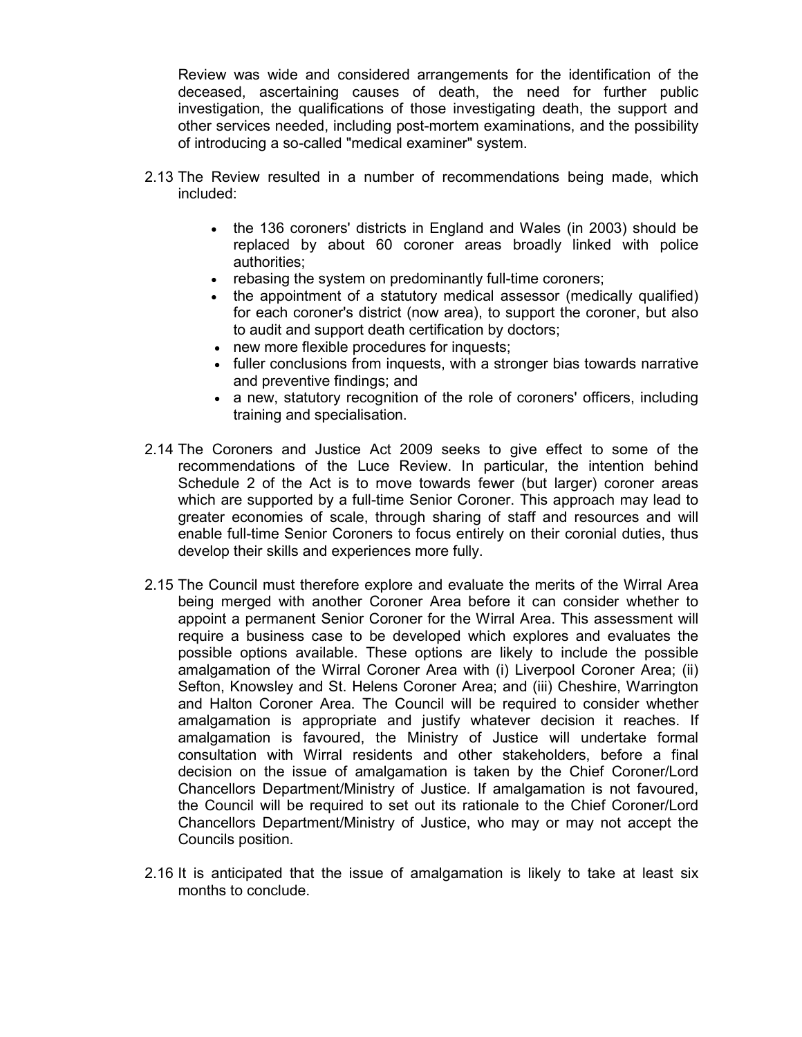Review was wide and considered arrangements for the identification of the deceased, ascertaining causes of death, the need for further public investigation, the qualifications of those investigating death, the support and other services needed, including post-mortem examinations, and the possibility of introducing a so-called "medical examiner" system.

2.13 The Review resulted in a number of recommendations being made, which included:

- the 136 coroners' districts in England and Wales (in 2003) should be replaced by about 60 coroner areas broadly linked with police authorities;
- rebasing the system on predominantly full-time coroners;
- the appointment of a statutory medical assessor (medically qualified) for each coroner's district (now area), to support the coroner, but also to audit and support death certification by doctors;
- new more flexible procedures for inquests;
- fuller conclusions from inquests, with a stronger bias towards narrative and preventive findings; and
- a new, statutory recognition of the role of coroners' officers, including training and specialisation.

2.14 The Coroners and Justice Act 2009 seeks to give effect to some of the recommendations of the Luce Review. In particular, the intention behind Schedule 2 of the Act is to move towards fewer (but larger) coroner areas which are supported by a full-time Senior Coroner. This approach may lead to greater economies of scale, through sharing of staff and resources and will enable full-time Senior Coroners to focus entirely on their coronial duties, thus develop their skills and experiences more fully.

2.15 The Council must therefore explore and evaluate the merits of the Wirral Area being merged with another Coroner Area before it can consider whether to appoint a permanent Senior Coroner for the Wirral Area. This assessment will require a business case to be developed which explores and evaluates the possible options available. These options are likely to include the possible amalgamation of the Wirral Coroner Area with (i) Liverpool Coroner Area; (ii) Sefton, Knowsley and St. Helens Coroner Area; and (iii) Cheshire, Warrington and Halton Coroner Area. The Council will be required to consider whether amalgamation is appropriate and justify whatever decision it reaches. If amalgamation is favoured, the Ministry of Justice will undertake formal consultation with Wirral residents and other stakeholders, before a final decision on the issue of amalgamation is taken by the Chief Coroner/Lord Chancellors Department/Ministry of Justice. If amalgamation is not favoured, the Council will be required to set out its rationale to the Chief Coroner/Lord Chancellors Department/Ministry of Justice, who may or may not accept the Councils position.

2.16 It is anticipated that the issue of amalgamation is likely to take at least six months to conclude.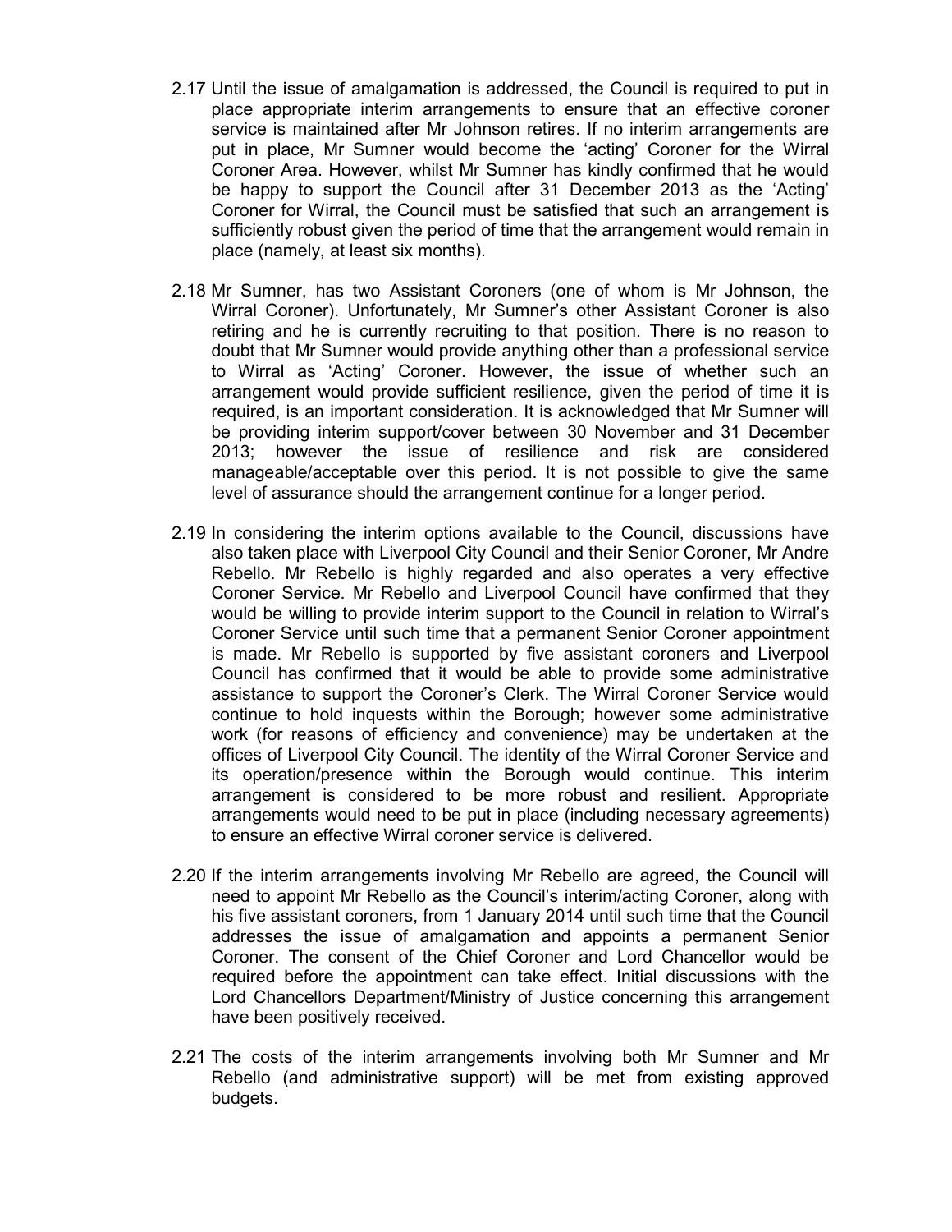2.17 Until the issue of amalgamation is addressed, the Council is required to put in place appropriate interim arrangements to ensure that an effective coroner service is maintained after Mr Johnson retires. If no interim arrangements are put in place, Mr Sumner would become the 'acting' Coroner for the Wirral Coroner Area. However, whilst Mr Sumner has kindly confirmed that he would be happy to support the Council after 31 December 2013 as the 'Acting' Coroner for Wirral, the Council must be satisfied that such an arrangement is sufficiently robust given the period of time that the arrangement would remain in place (namely, at least six months).

2.18 Mr Sumner, has two Assistant Coroners (one of whom is Mr Johnson, the Wirral Coroner). Unfortunately, Mr Sumner's other Assistant Coroner is also retiring and he is currently recruiting to that position. There is no reason to doubt that Mr Sumner would provide anything other than a professional service to Wirral as 'Acting' Coroner. However, the issue of whether such an arrangement would provide sufficient resilience, given the period of time it is required, is an important consideration. It is acknowledged that Mr Sumner will be providing interim support/cover between 30 November and 31 December 2013; however the issue of resilience and risk are considered manageable/acceptable over this period. It is not possible to give the same level of assurance should the arrangement continue for a longer period.

2.19 In considering the interim options available to the Council, discussions have also taken place with Liverpool City Council and their Senior Coroner, Mr Andre Rebello. Mr Rebello is highly regarded and also operates a very effective Coroner Service. Mr Rebello and Liverpool Council have confirmed that they would be willing to provide interim support to the Council in relation to Wirral's Coroner Service until such time that a permanent Senior Coroner appointment is made. Mr Rebello is supported by five assistant coroners and Liverpool Council has confirmed that it would be able to provide some administrative assistance to support the Coroner's Clerk. The Wirral Coroner Service would continue to hold inquests within the Borough; however some administrative work (for reasons of efficiency and convenience) may be undertaken at the offices of Liverpool City Council. The identity of the Wirral Coroner Service and its operation/presence within the Borough would continue. This interim arrangement is considered to be more robust and resilient. Appropriate arrangements would need to be put in place (including necessary agreements) to ensure an effective Wirral coroner service is delivered.

2.20 If the interim arrangements involving Mr Rebello are agreed, the Council will need to appoint Mr Rebello as the Council's interim/acting Coroner, along with his five assistant coroners, from 1 January 2014 until such time that the Council addresses the issue of amalgamation and appoints a permanent Senior Coroner. The consent of the Chief Coroner and Lord Chancellor would be required before the appointment can take effect. Initial discussions with the Lord Chancellors Department/Ministry of Justice concerning this arrangement have been positively received.

2.21 The costs of the interim arrangements involving both Mr Sumner and Mr Rebello (and administrative support) will be met from existing approved budgets.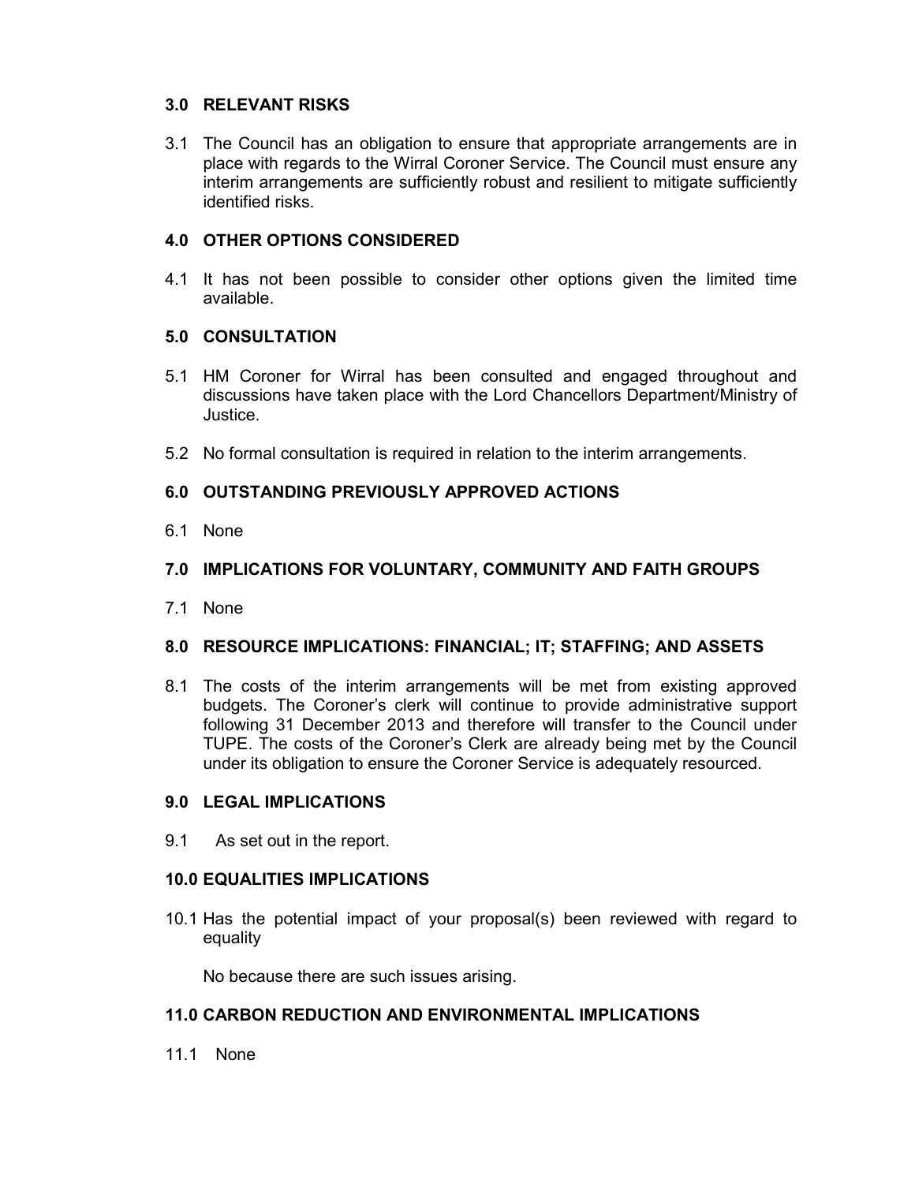## 3.0 RELEVANT RISKS

3.1 The Council has an obligation to ensure that appropriate arrangements are in place with regards to the Wirral Coroner Service. The Council must ensure any interim arrangements are sufficiently robust and resilient to mitigate sufficiently identified risks.

## 4.0 OTHER OPTIONS CONSIDERED

4.1 It has not been possible to consider other options given the limited time available.

## 5.0 CONSULTATION

5.1 HM Coroner for Wirral has been consulted and engaged throughout and discussions have taken place with the Lord Chancellors Department/Ministry of Justice.

5.2 No formal consultation is required in relation to the interim arrangements.

## 6.0 OUTSTANDING PREVIOUSLY APPROVED ACTIONS

6.1 None

## 7.0 IMPLICATIONS FOR VOLUNTARY, COMMUNITY AND FAITH GROUPS

7.1 None

## 8.0 RESOURCE IMPLICATIONS: FINANCIAL; IT; STAFFING; AND ASSETS

8.1 The costs of the interim arrangements will be met from existing approved budgets. The Coroner's clerk will continue to provide administrative support following 31 December 2013 and therefore will transfer to the Council under TUPE. The costs of the Coroner's Clerk are already being met by the Council under its obligation to ensure the Coroner Service is adequately resourced.

## 9.0 LEGAL IMPLICATIONS

9.1 As set out in the report.

## 10.0 EQUALITIES IMPLICATIONS

10.1 Has the potential impact of your proposal(s) been reviewed with regard to equality

No because there are such issues arising.

## 11.0 CARBON REDUCTION AND ENVIRONMENTAL IMPLICATIONS

11.1 None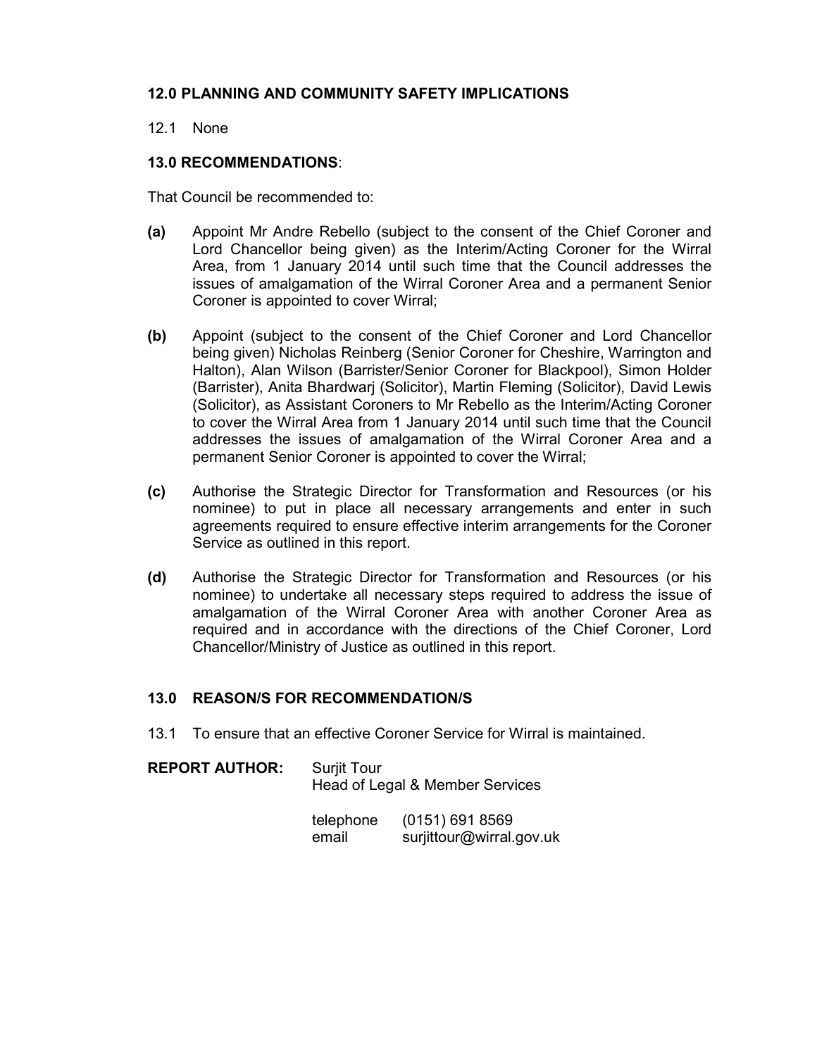## 12.0 PLANNING AND COMMUNITY SAFETY IMPLICATIONS

12.1 None

## 13.0 RECOMMENDATIONS:

That Council be recommended to:

**(a)** Appoint Mr Andre Rebello (subject to the consent of the Chief Coroner and Lord Chancellor being given) as the Interim/Acting Coroner for the Wirral Area, from 1 January 2014 until such time that the Council addresses the issues of amalgamation of the Wirral Coroner Area and a permanent Senior Coroner is appointed to cover Wirral;

**(b)** Appoint (subject to the consent of the Chief Coroner and Lord Chancellor being given) Nicholas Reinberg (Senior Coroner for Cheshire, Warrington and Halton), Alan Wilson (Barrister/Senior Coroner for Blackpool), Simon Holder (Barrister), Anita Bhardwarj (Solicitor), Martin Fleming (Solicitor), David Lewis (Solicitor), as Assistant Coroners to Mr Rebello as the Interim/Acting Coroner to cover the Wirral Area from 1 January 2014 until such time that the Council addresses the issues of amalgamation of the Wirral Coroner Area and a permanent Senior Coroner is appointed to cover the Wirral;

**(c)** Authorise the Strategic Director for Transformation and Resources (or his nominee) to put in place all necessary arrangements and enter in such agreements required to ensure effective interim arrangements for the Coroner Service as outlined in this report.

**(d)** Authorise the Strategic Director for Transformation and Resources (or his nominee) to undertake all necessary steps required to address the issue of amalgamation of the Wirral Coroner Area with another Coroner Area as required and in accordance with the directions of the Chief Coroner, Lord Chancellor/Ministry of Justice as outlined in this report.

## 13.0 REASON/S FOR RECOMMENDATION/S

13.1 To ensure that an effective Coroner Service for Wirral is maintained.

**REPORT AUTHOR:** Surjit Tour
Head of Legal & Member Services

telephone (0151) 691 8569
email surjittour@wirral.gov.uk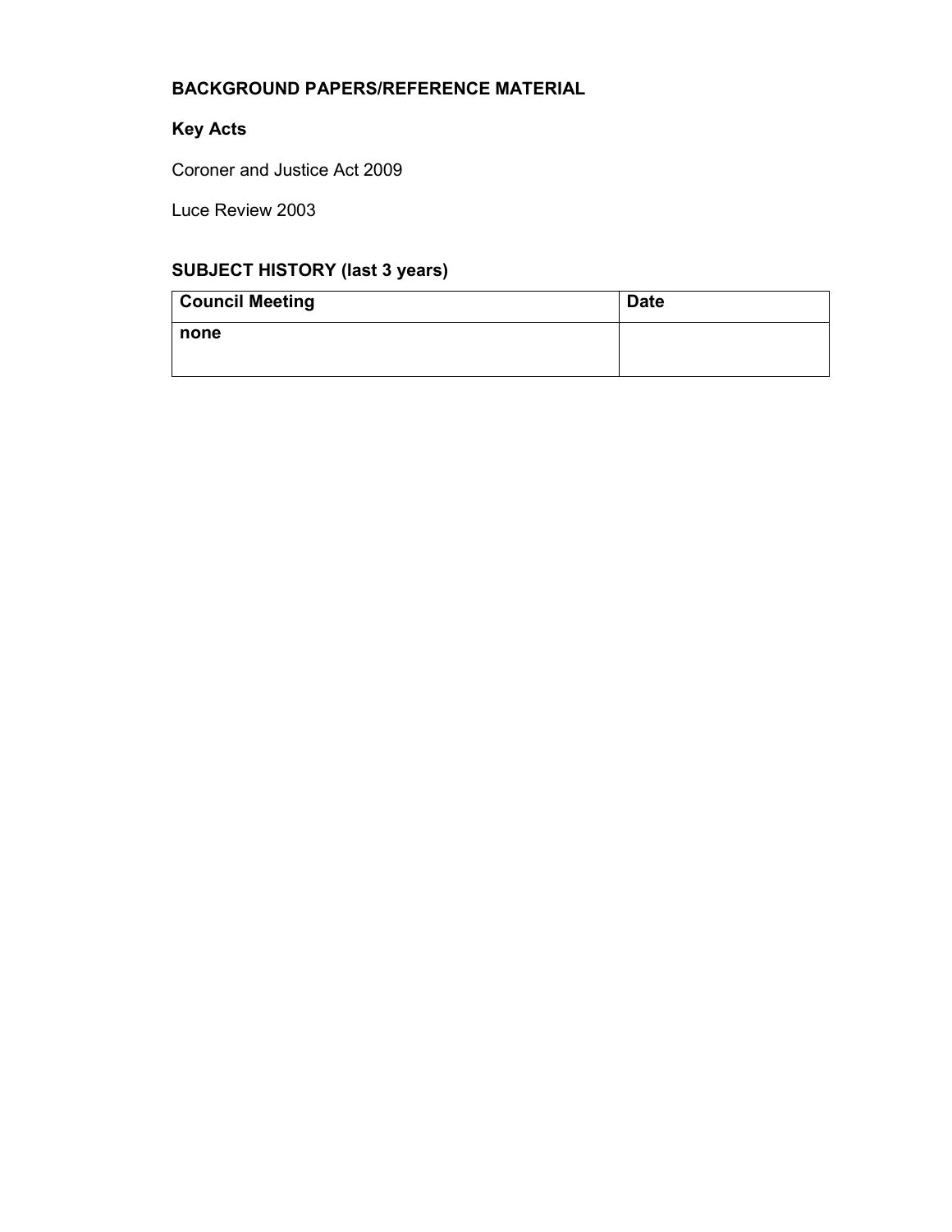## BACKGROUND PAPERS/REFERENCE MATERIAL

### Key Acts

Coroner and Justice Act 2009

Luce Review 2003

## SUBJECT HISTORY (last 3 years)

| Council Meeting | Date |
|---|---|
| **none** | |